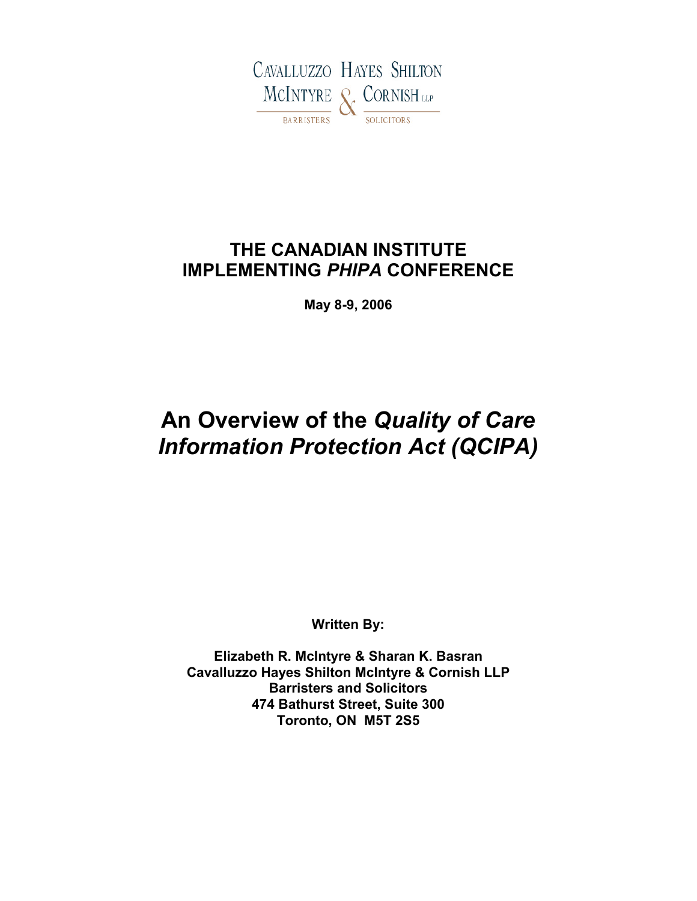CAVALLUZZO HAYES SHILTON
McINTYRE & CORNISH LLP

BARRISTERS SOLICITORS

# THE CANADIAN INSTITUTE
# IMPLEMENTING *PHIPA* CONFERENCE

**May 8-9, 2006**

# An Overview of the *Quality of Care Information Protection Act (QCIPA)*

**Written By:**

**Elizabeth R. McIntyre & Sharan K. Basran**
**Cavalluzzo Hayes Shilton McIntyre & Cornish LLP**
**Barristers and Solicitors**
**474 Bathurst Street, Suite 300**
**Toronto, ON M5T 2S5**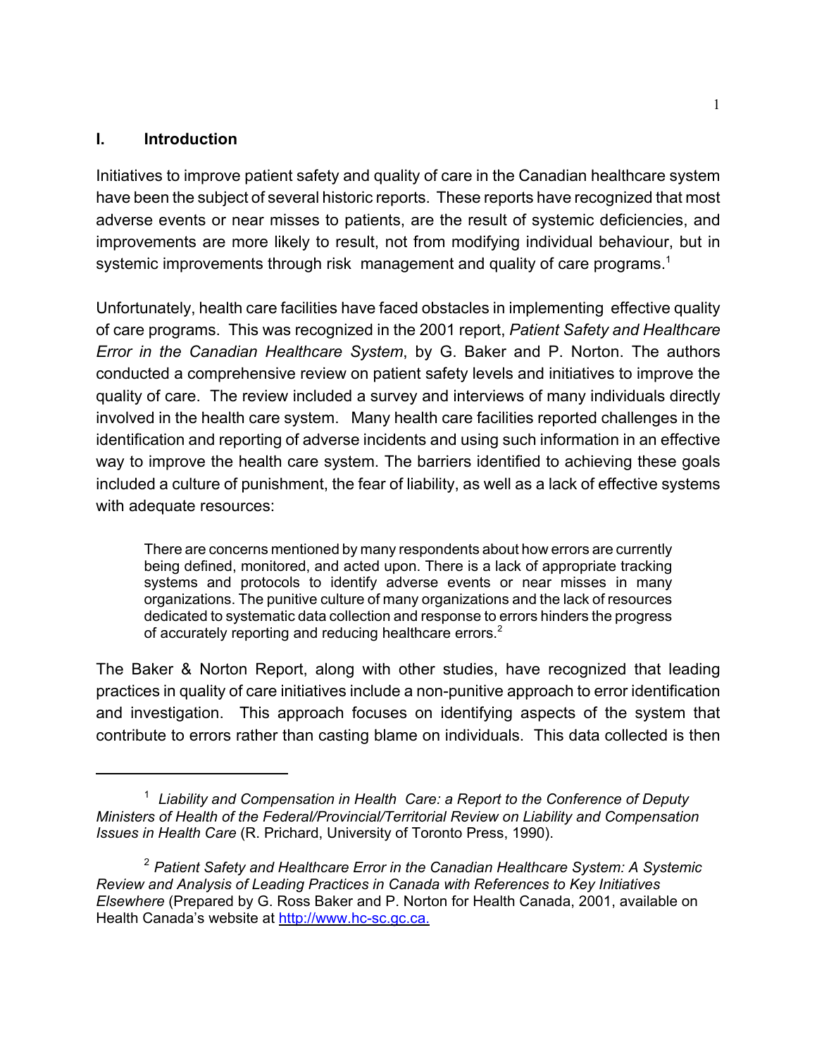## I. Introduction

Initiatives to improve patient safety and quality of care in the Canadian healthcare system have been the subject of several historic reports. These reports have recognized that most adverse events or near misses to patients, are the result of systemic deficiencies, and improvements are more likely to result, not from modifying individual behaviour, but in systemic improvements through risk management and quality of care programs.[1]

Unfortunately, health care facilities have faced obstacles in implementing effective quality of care programs. This was recognized in the 2001 report, *Patient Safety and Healthcare Error in the Canadian Healthcare System*, by G. Baker and P. Norton. The authors conducted a comprehensive review on patient safety levels and initiatives to improve the quality of care. The review included a survey and interviews of many individuals directly involved in the health care system. Many health care facilities reported challenges in the identification and reporting of adverse incidents and using such information in an effective way to improve the health care system. The barriers identified to achieving these goals included a culture of punishment, the fear of liability, as well as a lack of effective systems with adequate resources:

> There are concerns mentioned by many respondents about how errors are currently being defined, monitored, and acted upon. There is a lack of appropriate tracking systems and protocols to identify adverse events or near misses in many organizations. The punitive culture of many organizations and the lack of resources dedicated to systematic data collection and response to errors hinders the progress of accurately reporting and reducing healthcare errors.[2]

The Baker & Norton Report, along with other studies, have recognized that leading practices in quality of care initiatives include a non-punitive approach to error identification and investigation. This approach focuses on identifying aspects of the system that contribute to errors rather than casting blame on individuals. This data collected is then

---

[1] *Liability and Compensation in Health Care: a Report to the Conference of Deputy Ministers of Health of the Federal/Provincial/Territorial Review on Liability and Compensation Issues in Health Care* (R. Prichard, University of Toronto Press, 1990).

[2] *Patient Safety and Healthcare Error in the Canadian Healthcare System: A Systemic Review and Analysis of Leading Practices in Canada with References to Key Initiatives Elsewhere* (Prepared by G. Ross Baker and P. Norton for Health Canada, 2001, available on Health Canada's website at http://www.hc-sc.gc.ca.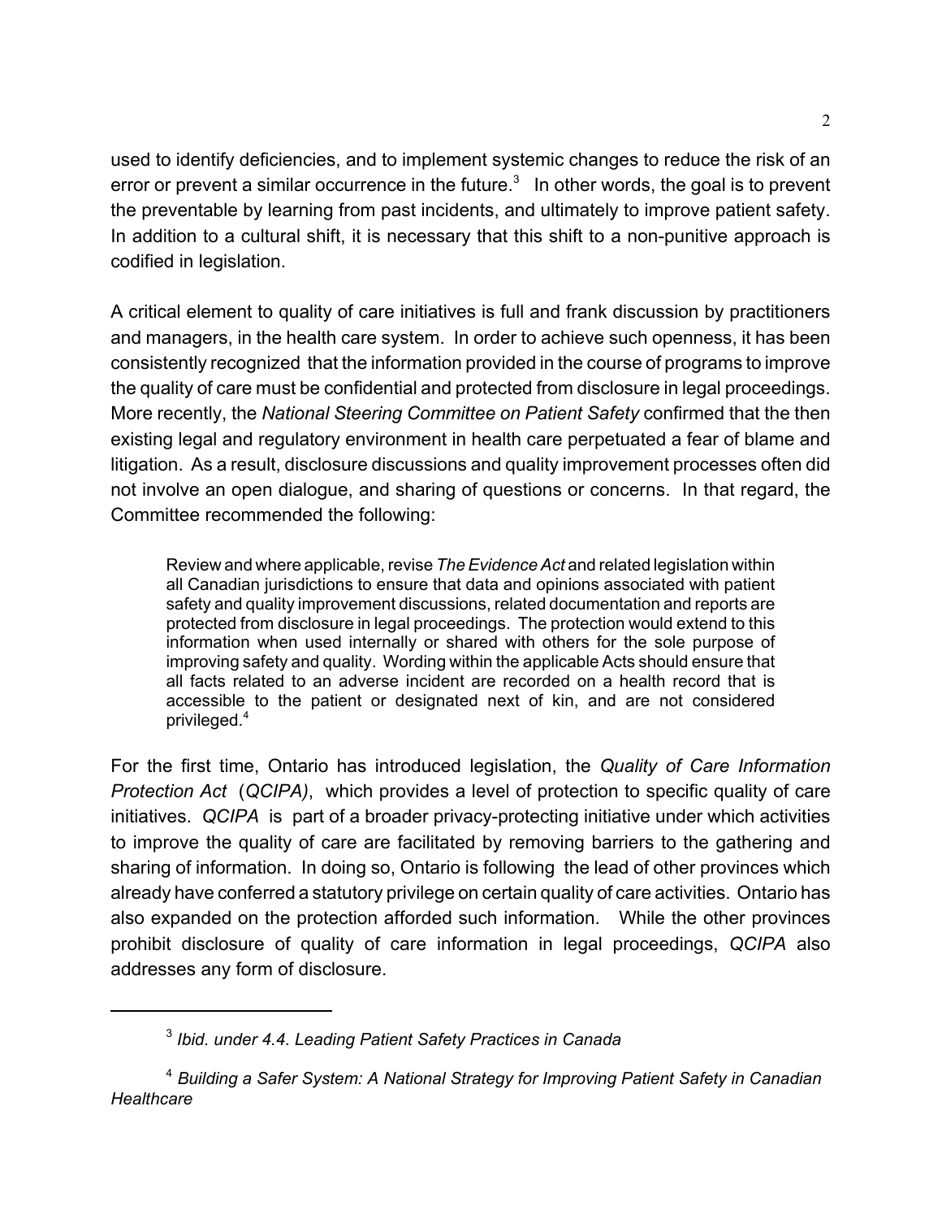used to identify deficiencies, and to implement systemic changes to reduce the risk of an error or prevent a similar occurrence in the future.[3] In other words, the goal is to prevent the preventable by learning from past incidents, and ultimately to improve patient safety. In addition to a cultural shift, it is necessary that this shift to a non-punitive approach is codified in legislation.

A critical element to quality of care initiatives is full and frank discussion by practitioners and managers, in the health care system. In order to achieve such openness, it has been consistently recognized that the information provided in the course of programs to improve the quality of care must be confidential and protected from disclosure in legal proceedings. More recently, the *National Steering Committee on Patient Safety* confirmed that the then existing legal and regulatory environment in health care perpetuated a fear of blame and litigation. As a result, disclosure discussions and quality improvement processes often did not involve an open dialogue, and sharing of questions or concerns. In that regard, the Committee recommended the following:

> Review and where applicable, revise *The Evidence Act* and related legislation within all Canadian jurisdictions to ensure that data and opinions associated with patient safety and quality improvement discussions, related documentation and reports are protected from disclosure in legal proceedings. The protection would extend to this information when used internally or shared with others for the sole purpose of improving safety and quality. Wording within the applicable Acts should ensure that all facts related to an adverse incident are recorded on a health record that is accessible to the patient or designated next of kin, and are not considered privileged.[4]

For the first time, Ontario has introduced legislation, the *Quality of Care Information Protection Act* (*QCIPA)*, which provides a level of protection to specific quality of care initiatives. *QCIPA* is part of a broader privacy-protecting initiative under which activities to improve the quality of care are facilitated by removing barriers to the gathering and sharing of information. In doing so, Ontario is following the lead of other provinces which already have conferred a statutory privilege on certain quality of care activities. Ontario has also expanded on the protection afforded such information. While the other provinces prohibit disclosure of quality of care information in legal proceedings, *QCIPA* also addresses any form of disclosure.

---

[3] *Ibid. under 4.4. Leading Patient Safety Practices in Canada*

[4] *Building a Safer System: A National Strategy for Improving Patient Safety in Canadian Healthcare*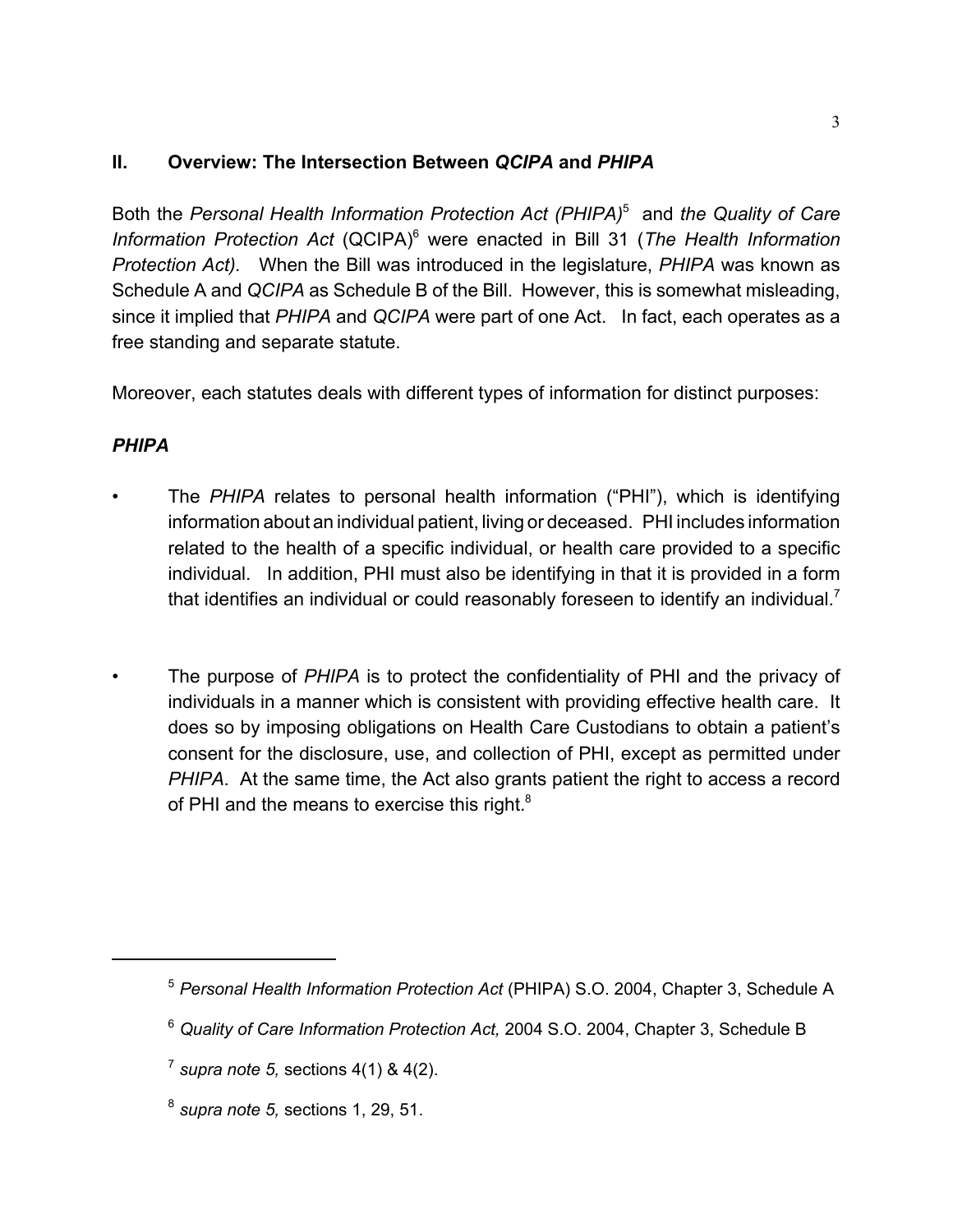## II. Overview: The Intersection Between *QCIPA* and *PHIPA*

Both the *Personal Health Information Protection Act (PHIPA)*[5] and *the Quality of Care Information Protection Act* (QCIPA)[6] were enacted in Bill 31 (*The Health Information Protection Act).* When the Bill was introduced in the legislature, *PHIPA* was known as Schedule A and *QCIPA* as Schedule B of the Bill. However, this is somewhat misleading, since it implied that *PHIPA* and *QCIPA* were part of one Act. In fact, each operates as a free standing and separate statute.

Moreover, each statutes deals with different types of information for distinct purposes:

### *PHIPA*

- The *PHIPA* relates to personal health information ("PHI"), which is identifying information about an individual patient, living or deceased. PHI includes information related to the health of a specific individual, or health care provided to a specific individual. In addition, PHI must also be identifying in that it is provided in a form that identifies an individual or could reasonably foreseen to identify an individual.[7]

- The purpose of *PHIPA* is to protect the confidentiality of PHI and the privacy of individuals in a manner which is consistent with providing effective health care. It does so by imposing obligations on Health Care Custodians to obtain a patient's consent for the disclosure, use, and collection of PHI, except as permitted under *PHIPA*. At the same time, the Act also grants patient the right to access a record of PHI and the means to exercise this right.[8]

---

[5] *Personal Health Information Protection Act* (PHIPA) S.O. 2004, Chapter 3, Schedule A

[6] *Quality of Care Information Protection Act,* 2004 S.O. 2004, Chapter 3, Schedule B

[7] *supra note 5,* sections 4(1) & 4(2).

[8] *supra note 5,* sections 1, 29, 51.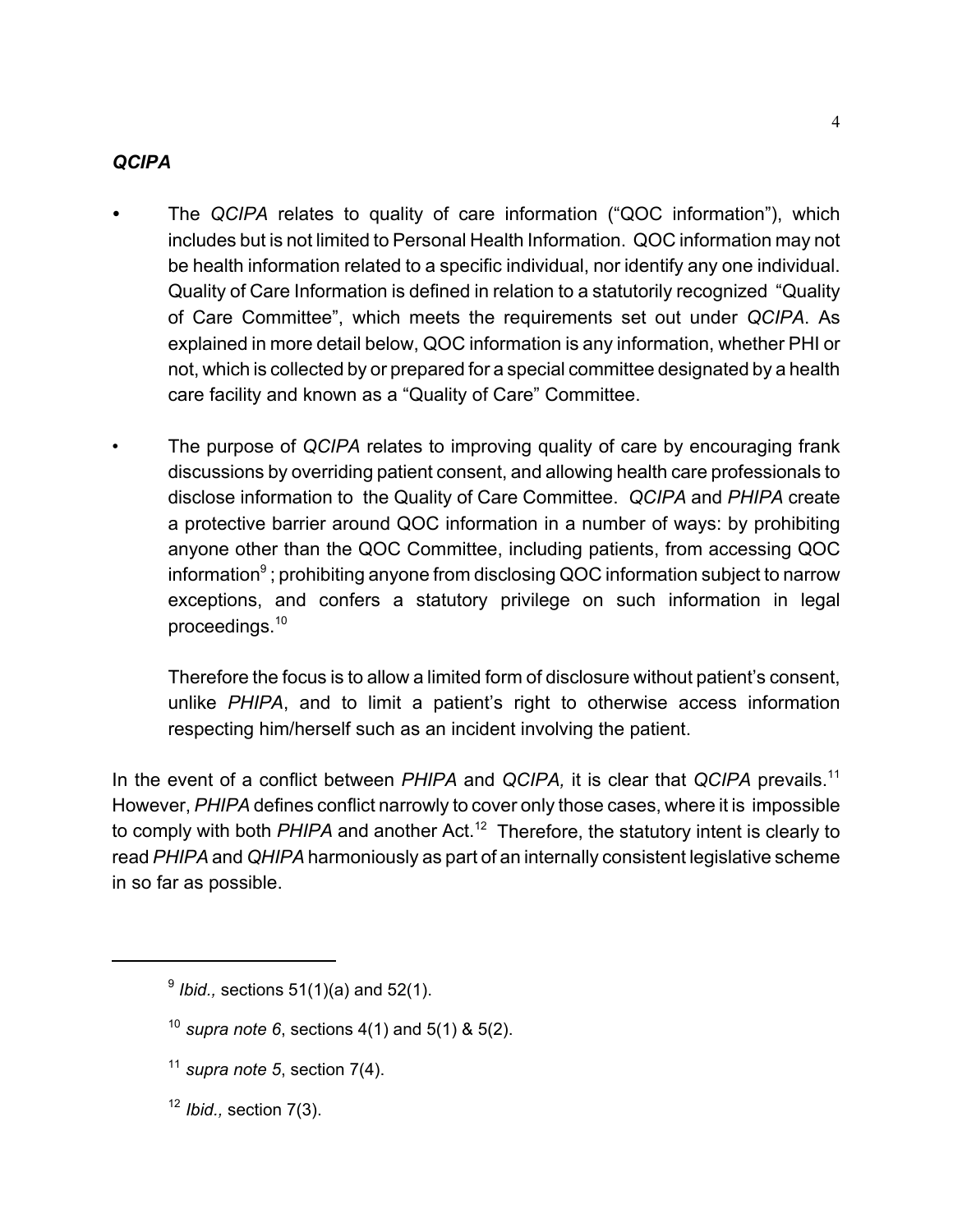### *QCIPA*

- The *QCIPA* relates to quality of care information ("QOC information"), which includes but is not limited to Personal Health Information. QOC information may not be health information related to a specific individual, nor identify any one individual. Quality of Care Information is defined in relation to a statutorily recognized "Quality of Care Committee", which meets the requirements set out under *QCIPA*. As explained in more detail below, QOC information is any information, whether PHI or not, which is collected by or prepared for a special committee designated by a health care facility and known as a "Quality of Care" Committee.

- The purpose of *QCIPA* relates to improving quality of care by encouraging frank discussions by overriding patient consent, and allowing health care professionals to disclose information to the Quality of Care Committee. *QCIPA* and *PHIPA* create a protective barrier around QOC information in a number of ways: by prohibiting anyone other than the QOC Committee, including patients, from accessing QOC information[9] ; prohibiting anyone from disclosing QOC information subject to narrow exceptions, and confers a statutory privilege on such information in legal proceedings.[10]

  Therefore the focus is to allow a limited form of disclosure without patient's consent, unlike *PHIPA*, and to limit a patient's right to otherwise access information respecting him/herself such as an incident involving the patient.

In the event of a conflict between *PHIPA* and *QCIPA,* it is clear that *QCIPA* prevails.[11] However, *PHIPA* defines conflict narrowly to cover only those cases, where it is impossible to comply with both *PHIPA* and another Act.[12] Therefore, the statutory intent is clearly to read *PHIPA* and *QHIPA* harmoniously as part of an internally consistent legislative scheme in so far as possible.

---

[9] *Ibid.,* sections 51(1)(a) and 52(1).

[10] *supra note 6*, sections 4(1) and 5(1) & 5(2).

[11] *supra note 5*, section 7(4).

[12] *Ibid.,* section 7(3).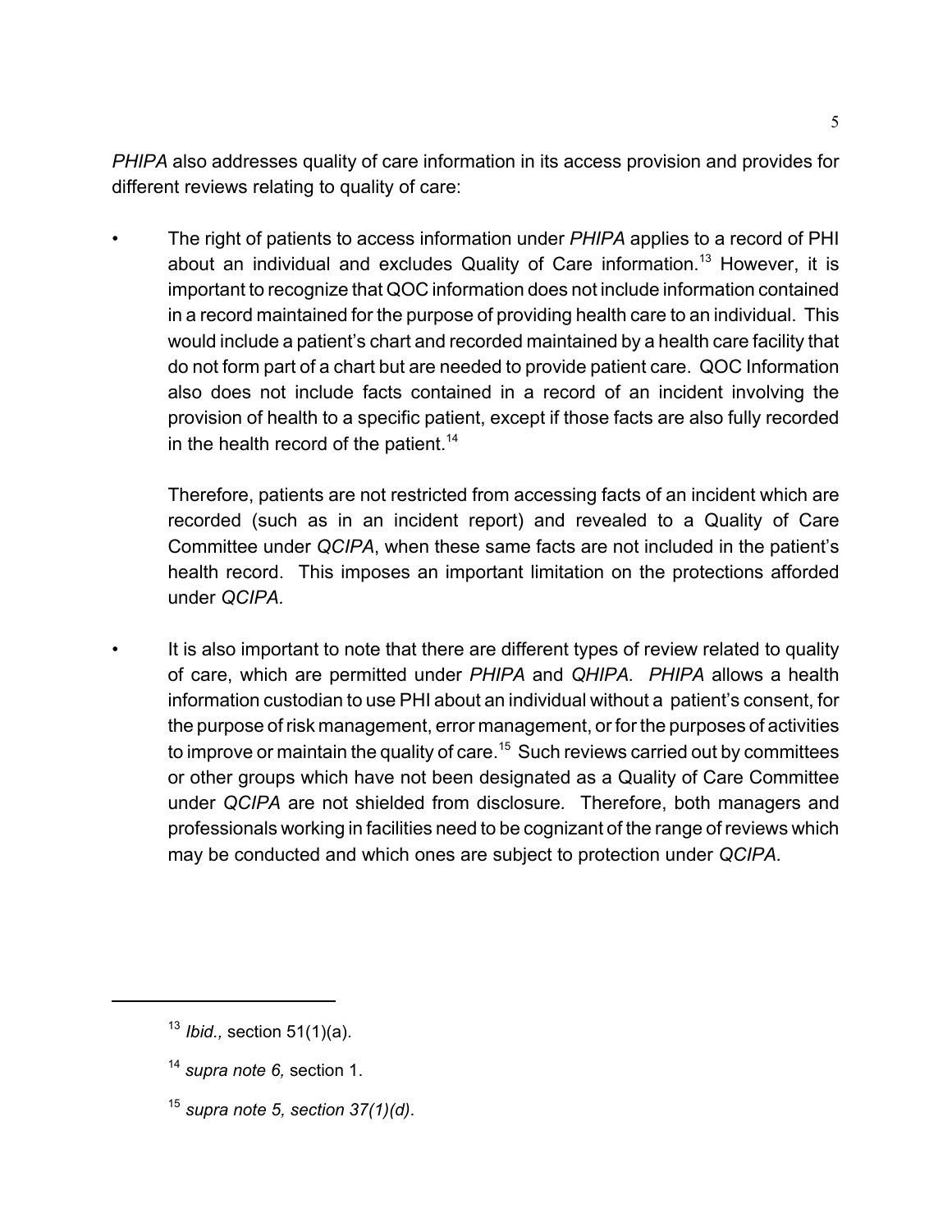*PHIPA* also addresses quality of care information in its access provision and provides for different reviews relating to quality of care:

- The right of patients to access information under *PHIPA* applies to a record of PHI about an individual and excludes Quality of Care information.[13] However, it is important to recognize that QOC information does not include information contained in a record maintained for the purpose of providing health care to an individual. This would include a patient's chart and recorded maintained by a health care facility that do not form part of a chart but are needed to provide patient care. QOC Information also does not include facts contained in a record of an incident involving the provision of health to a specific patient, except if those facts are also fully recorded in the health record of the patient.[14]

  Therefore, patients are not restricted from accessing facts of an incident which are recorded (such as in an incident report) and revealed to a Quality of Care Committee under *QCIPA*, when these same facts are not included in the patient's health record. This imposes an important limitation on the protections afforded under *QCIPA.*

- It is also important to note that there are different types of review related to quality of care, which are permitted under *PHIPA* and *QHIPA. PHIPA* allows a health information custodian to use PHI about an individual without a patient's consent, for the purpose of risk management, error management, or for the purposes of activities to improve or maintain the quality of care.[15] Such reviews carried out by committees or other groups which have not been designated as a Quality of Care Committee under *QCIPA* are not shielded from disclosure*.* Therefore, both managers and professionals working in facilities need to be cognizant of the range of reviews which may be conducted and which ones are subject to protection under *QCIPA.*

---

[13] *Ibid.,* section 51(1)(a).

[14] *supra note 6,* section 1.

[15] *supra note 5, section 37(1)(d).*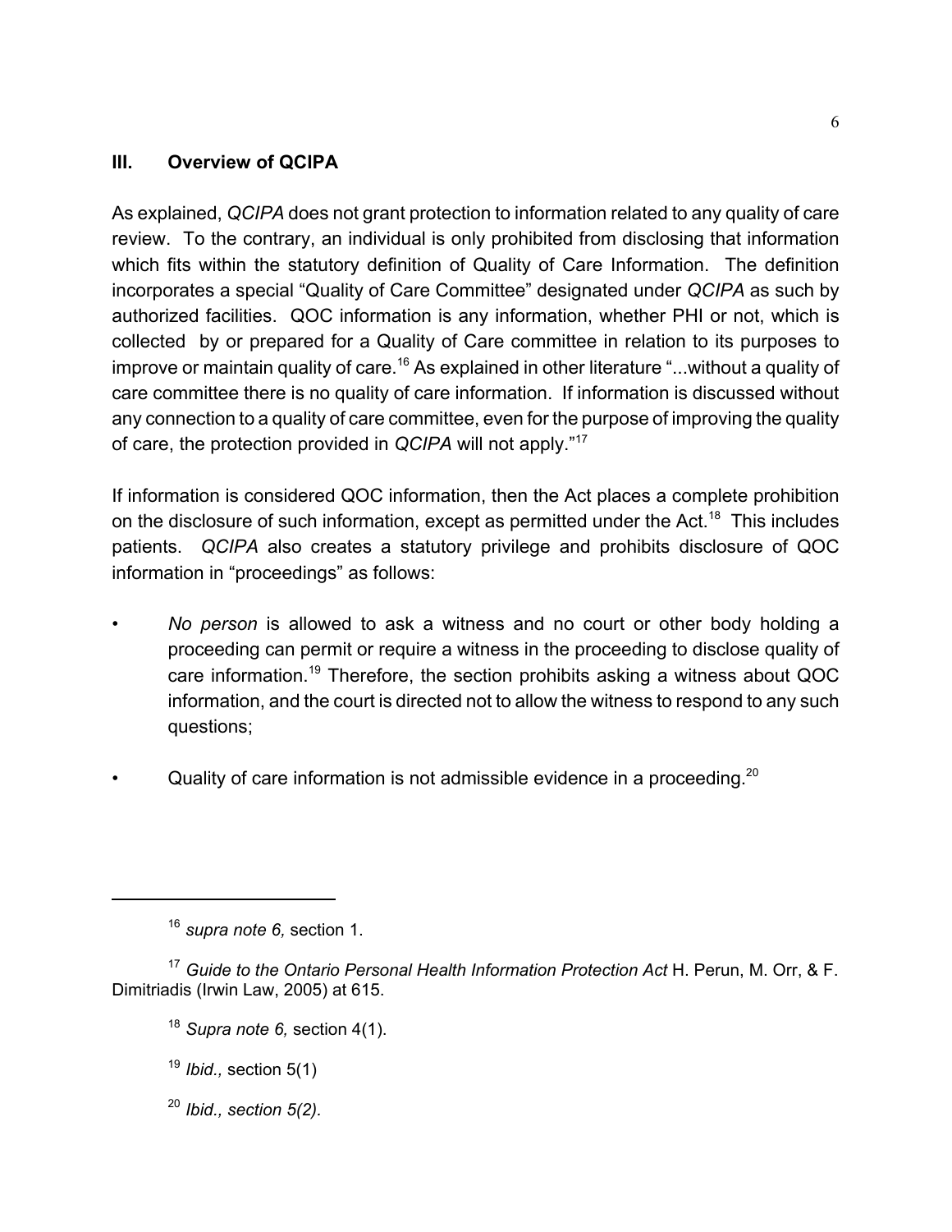## III. Overview of QCIPA

As explained, *QCIPA* does not grant protection to information related to any quality of care review. To the contrary, an individual is only prohibited from disclosing that information which fits within the statutory definition of Quality of Care Information. The definition incorporates a special "Quality of Care Committee" designated under *QCIPA* as such by authorized facilities. QOC information is any information, whether PHI or not, which is collected by or prepared for a Quality of Care committee in relation to its purposes to improve or maintain quality of care.[16] As explained in other literature "...without a quality of care committee there is no quality of care information. If information is discussed without any connection to a quality of care committee, even for the purpose of improving the quality of care, the protection provided in *QCIPA* will not apply."[17]

If information is considered QOC information, then the Act places a complete prohibition on the disclosure of such information, except as permitted under the Act.[18] This includes patients. *QCIPA* also creates a statutory privilege and prohibits disclosure of QOC information in "proceedings" as follows:

- *No person* is allowed to ask a witness and no court or other body holding a proceeding can permit or require a witness in the proceeding to disclose quality of care information.[19] Therefore, the section prohibits asking a witness about QOC information, and the court is directed not to allow the witness to respond to any such questions;
- Quality of care information is not admissible evidence in a proceeding.[20]

---

[16] *supra note 6,* section 1.

[17] *Guide to the Ontario Personal Health Information Protection Act* H. Perun, M. Orr, & F. Dimitriadis (Irwin Law, 2005) at 615.

[18] *Supra note 6,* section 4(1).

[19] *Ibid.,* section 5(1)

[20] *Ibid., section 5(2).*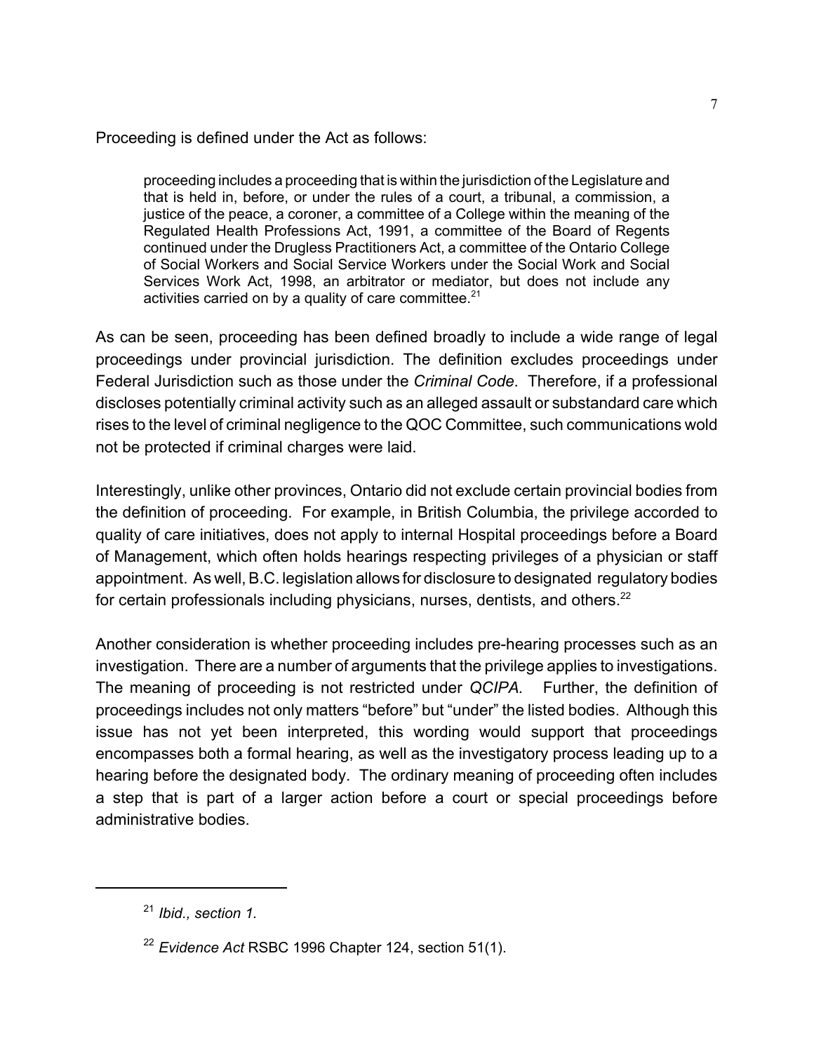Proceeding is defined under the Act as follows:

> proceeding includes a proceeding that is within the jurisdiction of the Legislature and that is held in, before, or under the rules of a court, a tribunal, a commission, a justice of the peace, a coroner, a committee of a College within the meaning of the Regulated Health Professions Act, 1991, a committee of the Board of Regents continued under the Drugless Practitioners Act, a committee of the Ontario College of Social Workers and Social Service Workers under the Social Work and Social Services Work Act, 1998, an arbitrator or mediator, but does not include any activities carried on by a quality of care committee.[21]

As can be seen, proceeding has been defined broadly to include a wide range of legal proceedings under provincial jurisdiction. The definition excludes proceedings under Federal Jurisdiction such as those under the *Criminal Code*. Therefore, if a professional discloses potentially criminal activity such as an alleged assault or substandard care which rises to the level of criminal negligence to the QOC Committee, such communications wold not be protected if criminal charges were laid.

Interestingly, unlike other provinces, Ontario did not exclude certain provincial bodies from the definition of proceeding. For example, in British Columbia, the privilege accorded to quality of care initiatives, does not apply to internal Hospital proceedings before a Board of Management, which often holds hearings respecting privileges of a physician or staff appointment. As well, B.C. legislation allows for disclosure to designated regulatory bodies for certain professionals including physicians, nurses, dentists, and others.[22]

Another consideration is whether proceeding includes pre-hearing processes such as an investigation. There are a number of arguments that the privilege applies to investigations. The meaning of proceeding is not restricted under *QCIPA.* Further, the definition of proceedings includes not only matters "before" but "under" the listed bodies. Although this issue has not yet been interpreted, this wording would support that proceedings encompasses both a formal hearing, as well as the investigatory process leading up to a hearing before the designated body. The ordinary meaning of proceeding often includes a step that is part of a larger action before a court or special proceedings before administrative bodies.

---

[21] *Ibid., section 1.*

[22] *Evidence Act* RSBC 1996 Chapter 124, section 51(1).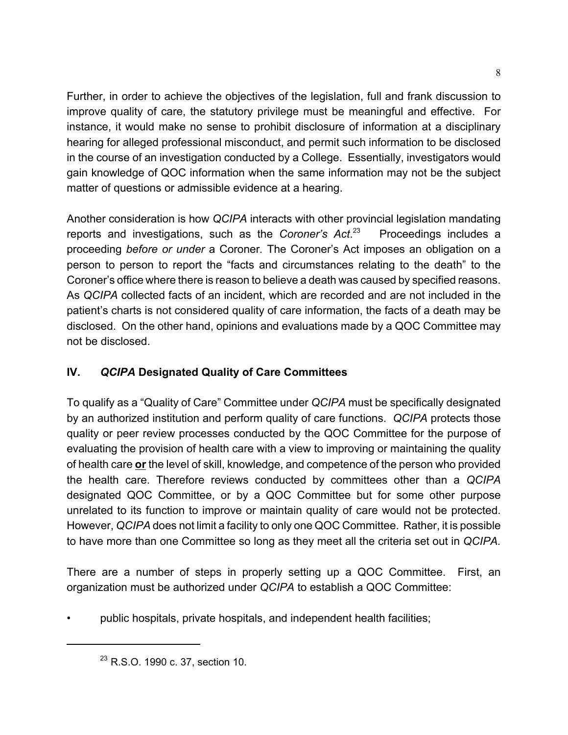Further, in order to achieve the objectives of the legislation, full and frank discussion to improve quality of care, the statutory privilege must be meaningful and effective. For instance, it would make no sense to prohibit disclosure of information at a disciplinary hearing for alleged professional misconduct, and permit such information to be disclosed in the course of an investigation conducted by a College. Essentially, investigators would gain knowledge of QOC information when the same information may not be the subject matter of questions or admissible evidence at a hearing.

Another consideration is how *QCIPA* interacts with other provincial legislation mandating reports and investigations, such as the *Coroner's Act*.[23] Proceedings includes a proceeding *before or under* a Coroner. The Coroner's Act imposes an obligation on a person to person to report the "facts and circumstances relating to the death" to the Coroner's office where there is reason to believe a death was caused by specified reasons. As *QCIPA* collected facts of an incident, which are recorded and are not included in the patient's charts is not considered quality of care information, the facts of a death may be disclosed. On the other hand, opinions and evaluations made by a QOC Committee may not be disclosed.

## IV. *QCIPA* Designated Quality of Care Committees

To qualify as a "Quality of Care" Committee under *QCIPA* must be specifically designated by an authorized institution and perform quality of care functions. *QCIPA* protects those quality or peer review processes conducted by the QOC Committee for the purpose of evaluating the provision of health care with a view to improving or maintaining the quality of health care **or** the level of skill, knowledge, and competence of the person who provided the health care. Therefore reviews conducted by committees other than a *QCIPA* designated QOC Committee, or by a QOC Committee but for some other purpose unrelated to its function to improve or maintain quality of care would not be protected. However, *QCIPA* does not limit a facility to only one QOC Committee. Rather, it is possible to have more than one Committee so long as they meet all the criteria set out in *QCIPA*.

There are a number of steps in properly setting up a QOC Committee. First, an organization must be authorized under *QCIPA* to establish a QOC Committee:

- public hospitals, private hospitals, and independent health facilities;

---

[23] R.S.O. 1990 c. 37, section 10.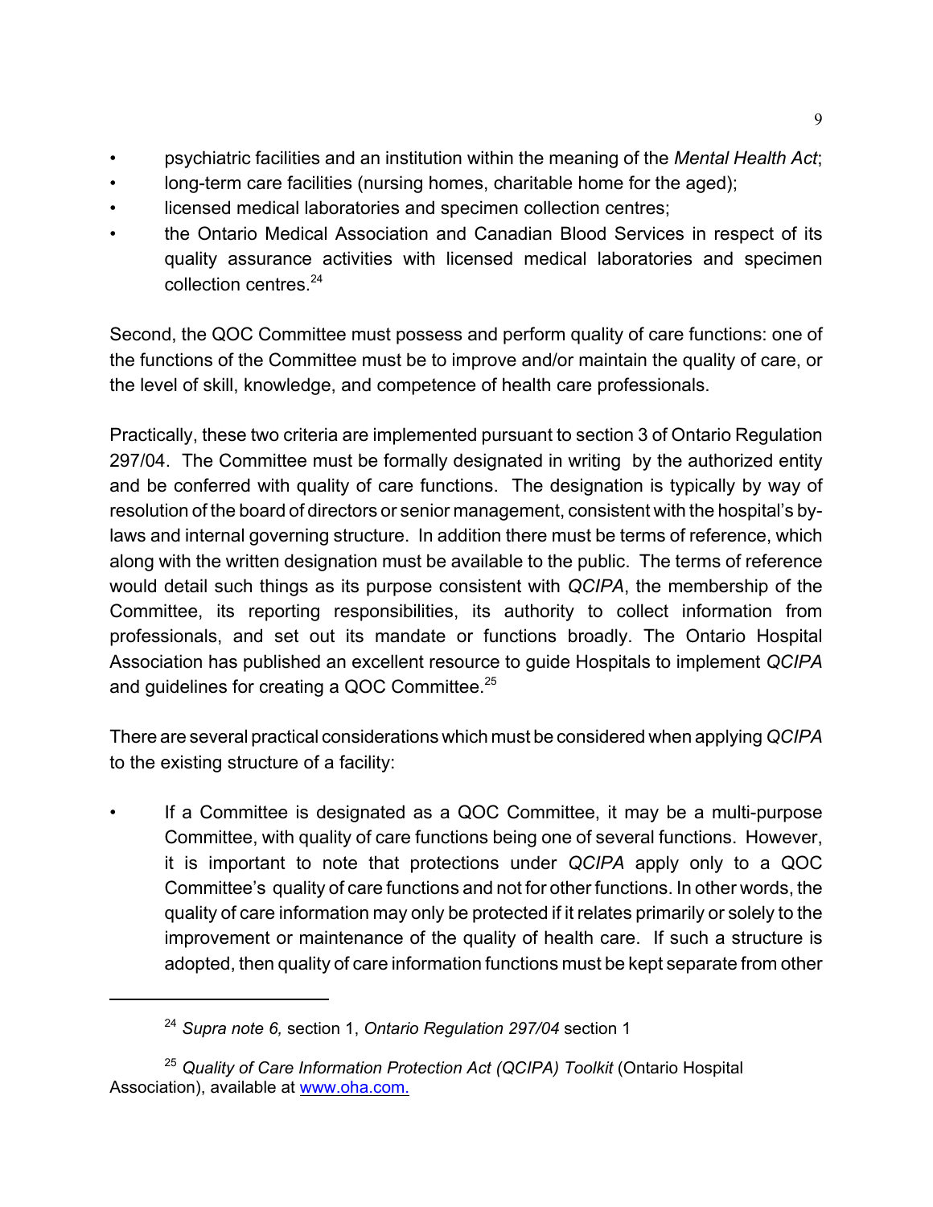- psychiatric facilities and an institution within the meaning of the *Mental Health Act*;
- long-term care facilities (nursing homes, charitable home for the aged);
- licensed medical laboratories and specimen collection centres;
- the Ontario Medical Association and Canadian Blood Services in respect of its quality assurance activities with licensed medical laboratories and specimen collection centres.[24]

Second, the QOC Committee must possess and perform quality of care functions: one of the functions of the Committee must be to improve and/or maintain the quality of care, or the level of skill, knowledge, and competence of health care professionals.

Practically, these two criteria are implemented pursuant to section 3 of Ontario Regulation 297/04. The Committee must be formally designated in writing by the authorized entity and be conferred with quality of care functions. The designation is typically by way of resolution of the board of directors or senior management, consistent with the hospital's by-laws and internal governing structure. In addition there must be terms of reference, which along with the written designation must be available to the public. The terms of reference would detail such things as its purpose consistent with *QCIPA*, the membership of the Committee, its reporting responsibilities, its authority to collect information from professionals, and set out its mandate or functions broadly. The Ontario Hospital Association has published an excellent resource to guide Hospitals to implement *QCIPA* and guidelines for creating a QOC Committee.[25]

There are several practical considerations which must be considered when applying *QCIPA* to the existing structure of a facility:

- If a Committee is designated as a QOC Committee, it may be a multi-purpose Committee, with quality of care functions being one of several functions. However, it is important to note that protections under *QCIPA* apply only to a QOC Committee's quality of care functions and not for other functions. In other words, the quality of care information may only be protected if it relates primarily or solely to the improvement or maintenance of the quality of health care. If such a structure is adopted, then quality of care information functions must be kept separate from other

---

[24] *Supra note 6,* section 1, *Ontario Regulation 297/04* section 1

[25] *Quality of Care Information Protection Act (QCIPA) Toolkit* (Ontario Hospital Association), available at www.oha.com.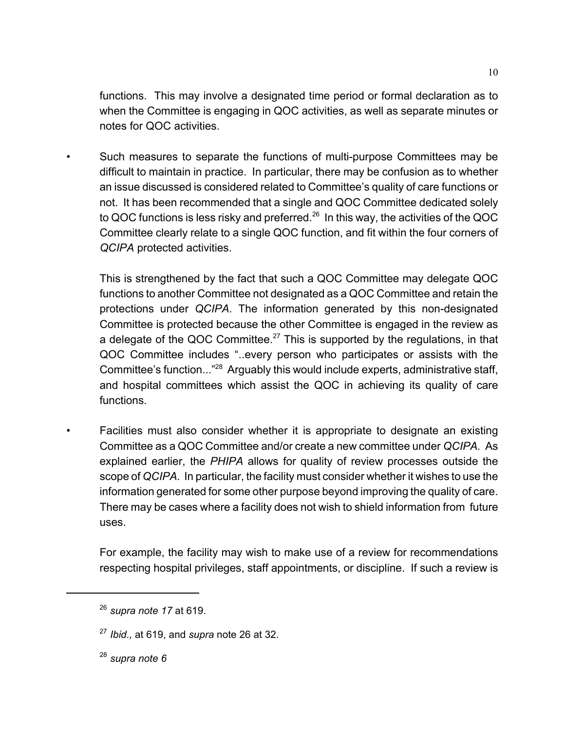functions. This may involve a designated time period or formal declaration as to when the Committee is engaging in QOC activities, as well as separate minutes or notes for QOC activities.

- Such measures to separate the functions of multi-purpose Committees may be difficult to maintain in practice. In particular, there may be confusion as to whether an issue discussed is considered related to Committee's quality of care functions or not. It has been recommended that a single and QOC Committee dedicated solely to QOC functions is less risky and preferred.[26] In this way, the activities of the QOC Committee clearly relate to a single QOC function, and fit within the four corners of *QCIPA* protected activities.

  This is strengthened by the fact that such a QOC Committee may delegate QOC functions to another Committee not designated as a QOC Committee and retain the protections under *QCIPA*. The information generated by this non-designated Committee is protected because the other Committee is engaged in the review as a delegate of the QOC Committee.[27] This is supported by the regulations, in that QOC Committee includes "..every person who participates or assists with the Committee's function..."[28] Arguably this would include experts, administrative staff, and hospital committees which assist the QOC in achieving its quality of care functions.

- Facilities must also consider whether it is appropriate to designate an existing Committee as a QOC Committee and/or create a new committee under *QCIPA.* As explained earlier, the *PHIPA* allows for quality of review processes outside the scope of *QCIPA*. In particular, the facility must consider whether it wishes to use the information generated for some other purpose beyond improving the quality of care. There may be cases where a facility does not wish to shield information from future uses.

  For example, the facility may wish to make use of a review for recommendations respecting hospital privileges, staff appointments, or discipline. If such a review is

---

[26] *supra note 17* at 619.

[27] *Ibid.,* at 619, and *supra* note 26 at 32.

[28] *supra note 6*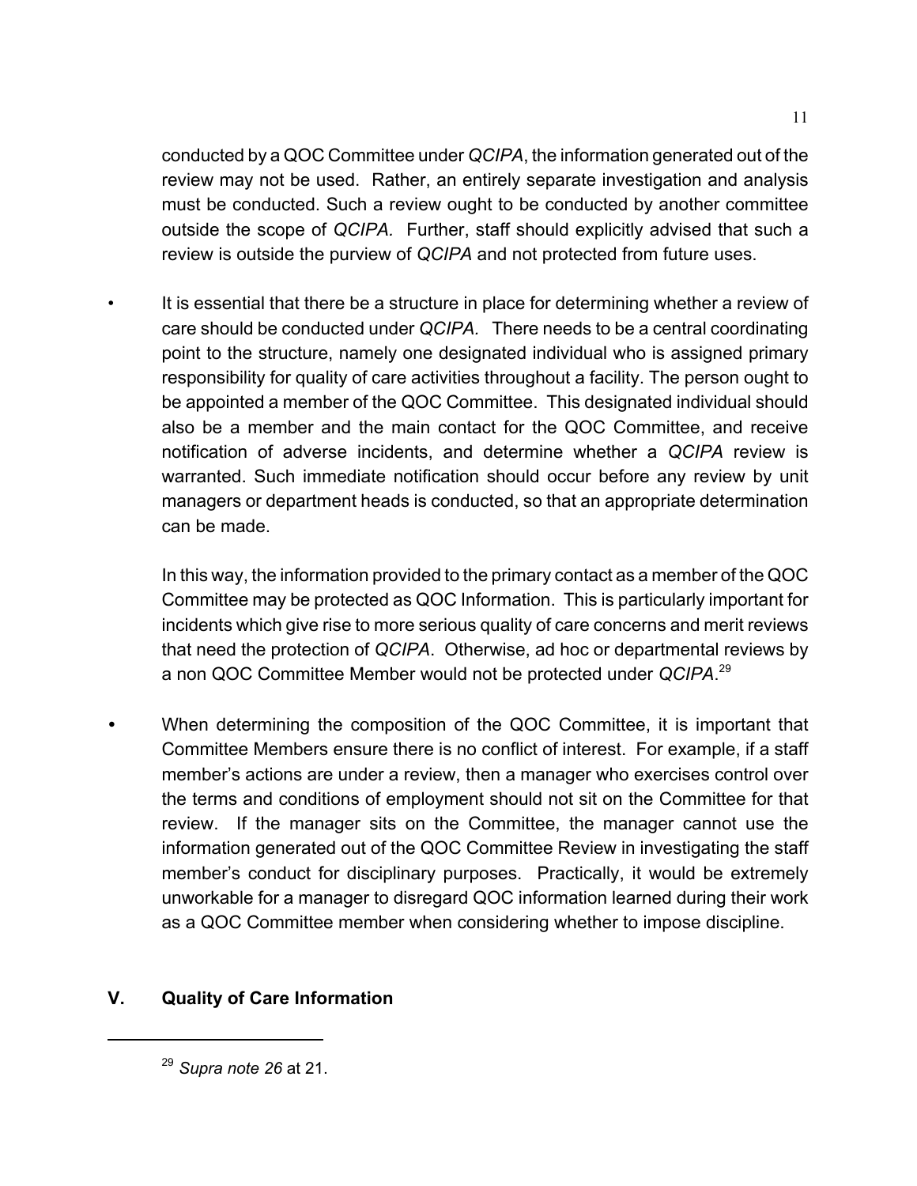conducted by a QOC Committee under *QCIPA*, the information generated out of the review may not be used. Rather, an entirely separate investigation and analysis must be conducted. Such a review ought to be conducted by another committee outside the scope of *QCIPA.* Further, staff should explicitly advised that such a review is outside the purview of *QCIPA* and not protected from future uses.

- It is essential that there be a structure in place for determining whether a review of care should be conducted under *QCIPA.* There needs to be a central coordinating point to the structure, namely one designated individual who is assigned primary responsibility for quality of care activities throughout a facility. The person ought to be appointed a member of the QOC Committee. This designated individual should also be a member and the main contact for the QOC Committee, and receive notification of adverse incidents, and determine whether a *QCIPA* review is warranted. Such immediate notification should occur before any review by unit managers or department heads is conducted, so that an appropriate determination can be made.

  In this way, the information provided to the primary contact as a member of the QOC Committee may be protected as QOC Information. This is particularly important for incidents which give rise to more serious quality of care concerns and merit reviews that need the protection of *QCIPA*. Otherwise, ad hoc or departmental reviews by a non QOC Committee Member would not be protected under *QCIPA*.[29]

- When determining the composition of the QOC Committee, it is important that Committee Members ensure there is no conflict of interest. For example, if a staff member's actions are under a review, then a manager who exercises control over the terms and conditions of employment should not sit on the Committee for that review. If the manager sits on the Committee, the manager cannot use the information generated out of the QOC Committee Review in investigating the staff member's conduct for disciplinary purposes. Practically, it would be extremely unworkable for a manager to disregard QOC information learned during their work as a QOC Committee member when considering whether to impose discipline.

## V. Quality of Care Information

---

[29] *Supra note 26* at 21.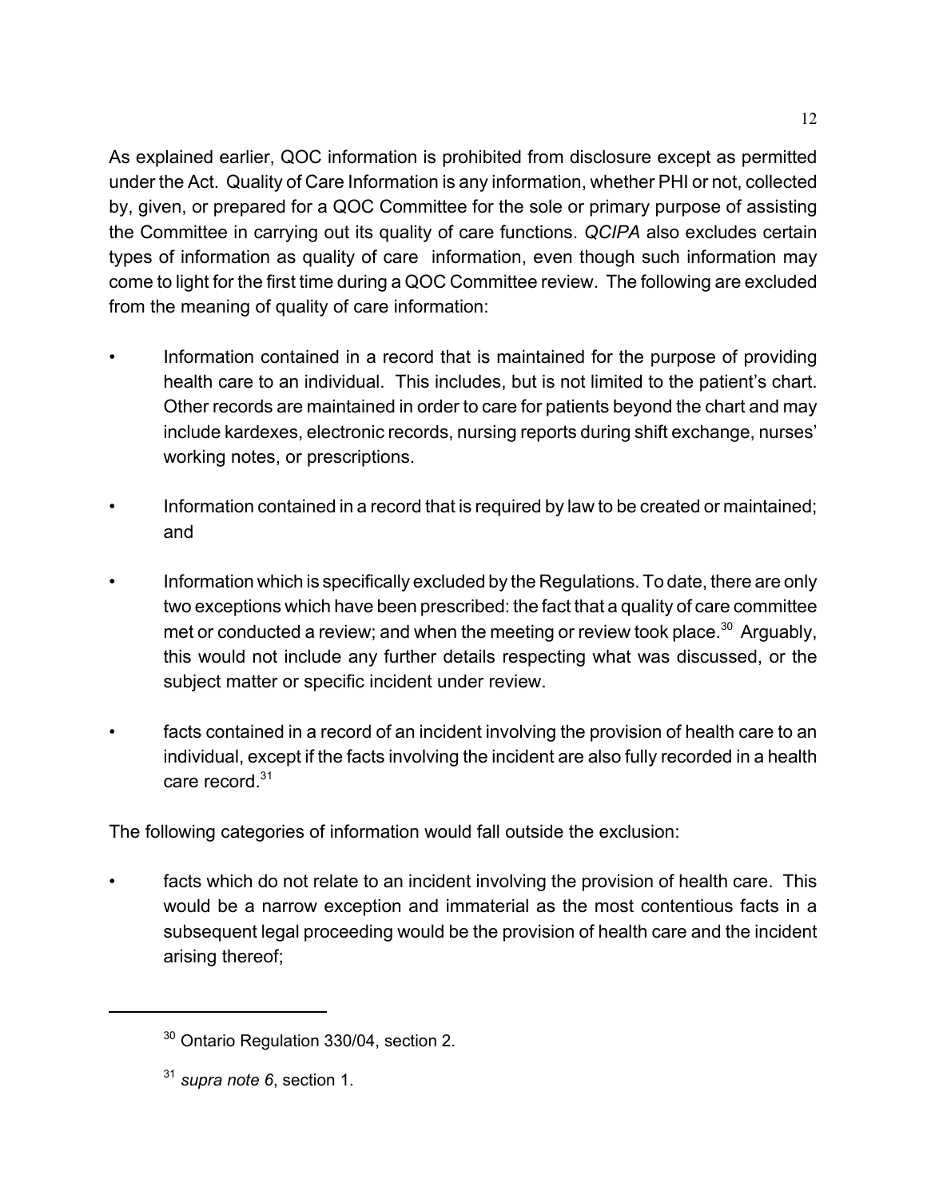As explained earlier, QOC information is prohibited from disclosure except as permitted under the Act. Quality of Care Information is any information, whether PHI or not, collected by, given, or prepared for a QOC Committee for the sole or primary purpose of assisting the Committee in carrying out its quality of care functions. *QCIPA* also excludes certain types of information as quality of care information, even though such information may come to light for the first time during a QOC Committee review. The following are excluded from the meaning of quality of care information:

- Information contained in a record that is maintained for the purpose of providing health care to an individual. This includes, but is not limited to the patient's chart. Other records are maintained in order to care for patients beyond the chart and may include kardexes, electronic records, nursing reports during shift exchange, nurses' working notes, or prescriptions.

- Information contained in a record that is required by law to be created or maintained; and

- Information which is specifically excluded by the Regulations. To date, there are only two exceptions which have been prescribed: the fact that a quality of care committee met or conducted a review; and when the meeting or review took place.[30] Arguably, this would not include any further details respecting what was discussed, or the subject matter or specific incident under review.

- facts contained in a record of an incident involving the provision of health care to an individual, except if the facts involving the incident are also fully recorded in a health care record.[31]

The following categories of information would fall outside the exclusion:

- facts which do not relate to an incident involving the provision of health care. This would be a narrow exception and immaterial as the most contentious facts in a subsequent legal proceeding would be the provision of health care and the incident arising thereof;

---

[30] Ontario Regulation 330/04, section 2.

[31] *supra note 6*, section 1.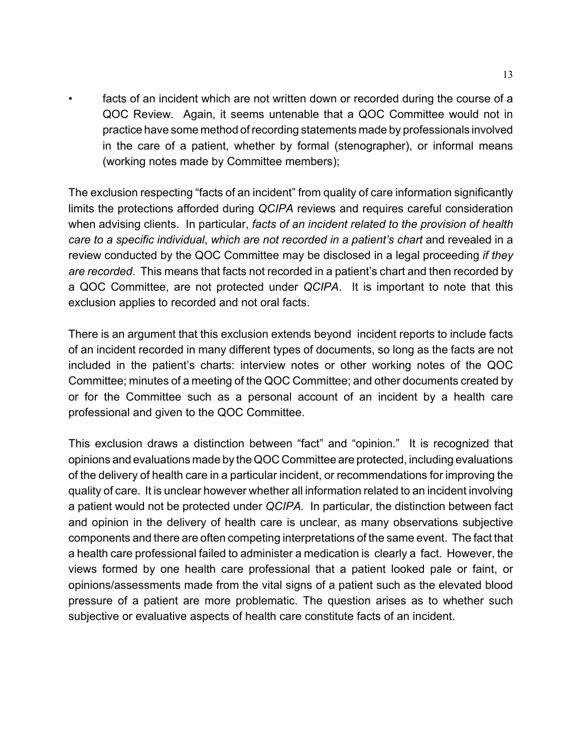- facts of an incident which are not written down or recorded during the course of a QOC Review. Again, it seems untenable that a QOC Committee would not in practice have some method of recording statements made by professionals involved in the care of a patient, whether by formal (stenographer), or informal means (working notes made by Committee members);

The exclusion respecting "facts of an incident" from quality of care information significantly limits the protections afforded during *QCIPA* reviews and requires careful consideration when advising clients. In particular, *facts of an incident related to the provision of health care to a specific individual*, *which are not recorded in a patient's chart* and revealed in a review conducted by the QOC Committee may be disclosed in a legal proceeding *if they are recorded*. This means that facts not recorded in a patient's chart and then recorded by a QOC Committee, are not protected under *QCIPA*. It is important to note that this exclusion applies to recorded and not oral facts.

There is an argument that this exclusion extends beyond incident reports to include facts of an incident recorded in many different types of documents, so long as the facts are not included in the patient's charts: interview notes or other working notes of the QOC Committee; minutes of a meeting of the QOC Committee; and other documents created by or for the Committee such as a personal account of an incident by a health care professional and given to the QOC Committee.

This exclusion draws a distinction between "fact" and "opinion." It is recognized that opinions and evaluations made by the QOC Committee are protected, including evaluations of the delivery of health care in a particular incident, or recommendations for improving the quality of care. It is unclear however whether all information related to an incident involving a patient would not be protected under *QCIPA.* In particular, the distinction between fact and opinion in the delivery of health care is unclear, as many observations subjective components and there are often competing interpretations of the same event. The fact that a health care professional failed to administer a medication is clearly a fact. However, the views formed by one health care professional that a patient looked pale or faint, or opinions/assessments made from the vital signs of a patient such as the elevated blood pressure of a patient are more problematic. The question arises as to whether such subjective or evaluative aspects of health care constitute facts of an incident.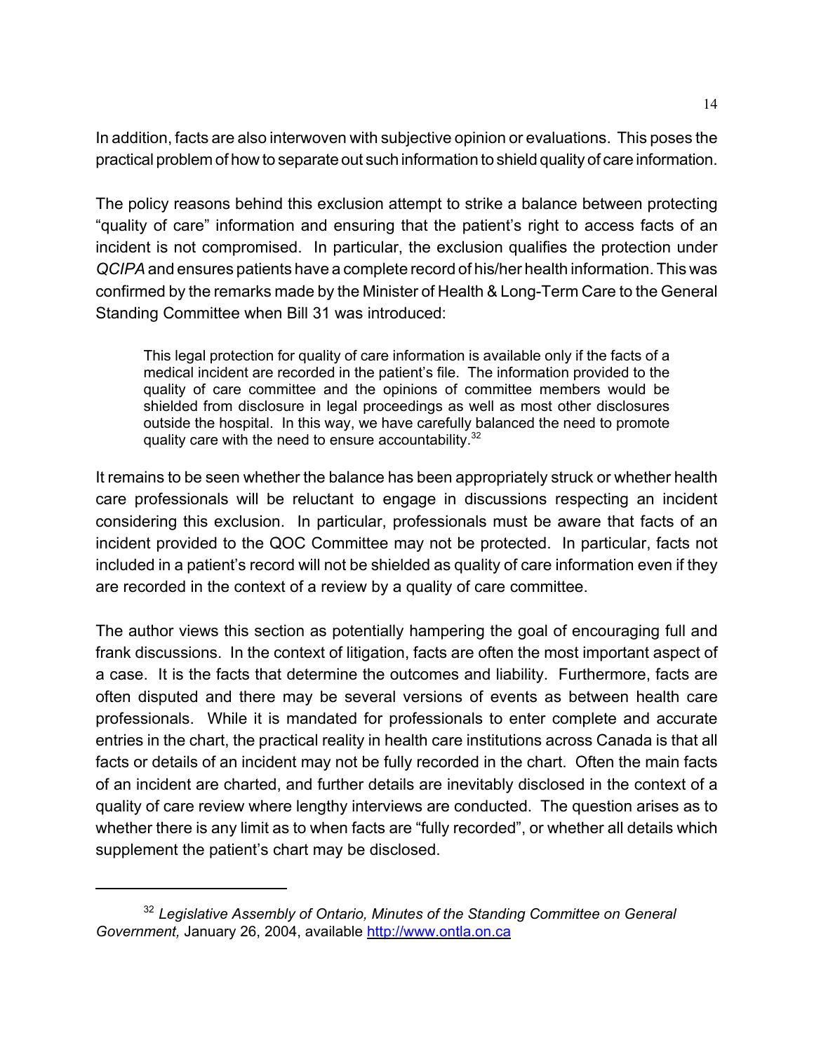In addition, facts are also interwoven with subjective opinion or evaluations. This poses the practical problem of how to separate out such information to shield quality of care information.

The policy reasons behind this exclusion attempt to strike a balance between protecting "quality of care" information and ensuring that the patient's right to access facts of an incident is not compromised. In particular, the exclusion qualifies the protection under *QCIPA* and ensures patients have a complete record of his/her health information. This was confirmed by the remarks made by the Minister of Health & Long-Term Care to the General Standing Committee when Bill 31 was introduced:

> This legal protection for quality of care information is available only if the facts of a medical incident are recorded in the patient's file. The information provided to the quality of care committee and the opinions of committee members would be shielded from disclosure in legal proceedings as well as most other disclosures outside the hospital. In this way, we have carefully balanced the need to promote quality care with the need to ensure accountability.[32]

It remains to be seen whether the balance has been appropriately struck or whether health care professionals will be reluctant to engage in discussions respecting an incident considering this exclusion. In particular, professionals must be aware that facts of an incident provided to the QOC Committee may not be protected. In particular, facts not included in a patient's record will not be shielded as quality of care information even if they are recorded in the context of a review by a quality of care committee.

The author views this section as potentially hampering the goal of encouraging full and frank discussions. In the context of litigation, facts are often the most important aspect of a case. It is the facts that determine the outcomes and liability. Furthermore, facts are often disputed and there may be several versions of events as between health care professionals. While it is mandated for professionals to enter complete and accurate entries in the chart, the practical reality in health care institutions across Canada is that all facts or details of an incident may not be fully recorded in the chart. Often the main facts of an incident are charted, and further details are inevitably disclosed in the context of a quality of care review where lengthy interviews are conducted. The question arises as to whether there is any limit as to when facts are "fully recorded", or whether all details which supplement the patient's chart may be disclosed.

---

[32] *Legislative Assembly of Ontario, Minutes of the Standing Committee on General Government,* January 26, 2004, available http://www.ontla.on.ca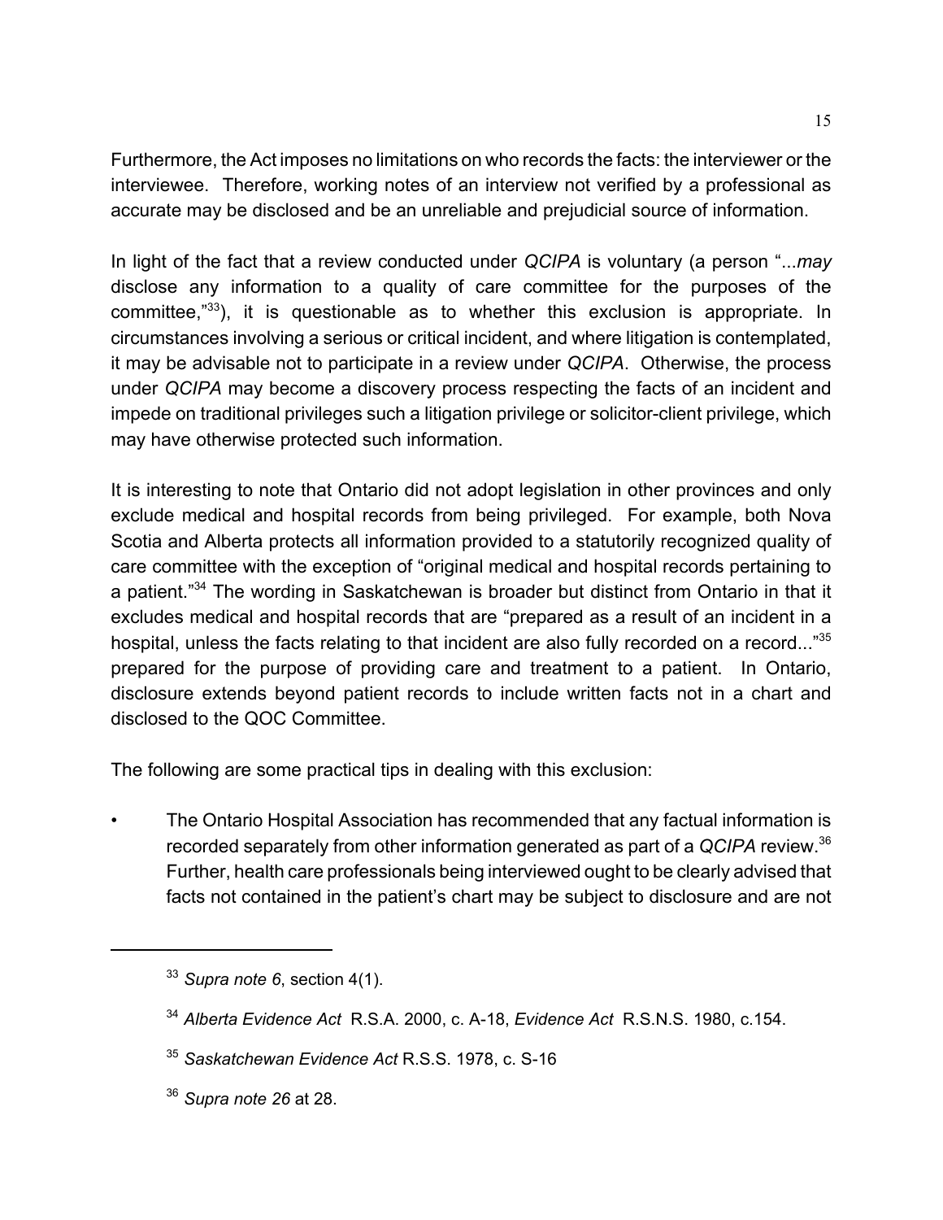Furthermore, the Act imposes no limitations on who records the facts: the interviewer or the interviewee. Therefore, working notes of an interview not verified by a professional as accurate may be disclosed and be an unreliable and prejudicial source of information.

In light of the fact that a review conducted under *QCIPA* is voluntary (a person "...*may* disclose any information to a quality of care committee for the purposes of the committee,"[33]), it is questionable as to whether this exclusion is appropriate. In circumstances involving a serious or critical incident, and where litigation is contemplated, it may be advisable not to participate in a review under *QCIPA*. Otherwise, the process under *QCIPA* may become a discovery process respecting the facts of an incident and impede on traditional privileges such a litigation privilege or solicitor-client privilege, which may have otherwise protected such information.

It is interesting to note that Ontario did not adopt legislation in other provinces and only exclude medical and hospital records from being privileged. For example, both Nova Scotia and Alberta protects all information provided to a statutorily recognized quality of care committee with the exception of "original medical and hospital records pertaining to a patient."[34] The wording in Saskatchewan is broader but distinct from Ontario in that it excludes medical and hospital records that are "prepared as a result of an incident in a hospital, unless the facts relating to that incident are also fully recorded on a record..."[35] prepared for the purpose of providing care and treatment to a patient. In Ontario, disclosure extends beyond patient records to include written facts not in a chart and disclosed to the QOC Committee.

The following are some practical tips in dealing with this exclusion:

- The Ontario Hospital Association has recommended that any factual information is recorded separately from other information generated as part of a *QCIPA* review.[36] Further, health care professionals being interviewed ought to be clearly advised that facts not contained in the patient's chart may be subject to disclosure and are not

---

[33] *Supra note 6*, section 4(1).

[34] *Alberta Evidence Act* R.S.A. 2000, c. A-18, *Evidence Act* R.S.N.S. 1980, c.154.

[35] *Saskatchewan Evidence Act* R.S.S. 1978, c. S-16

[36] *Supra note 26* at 28.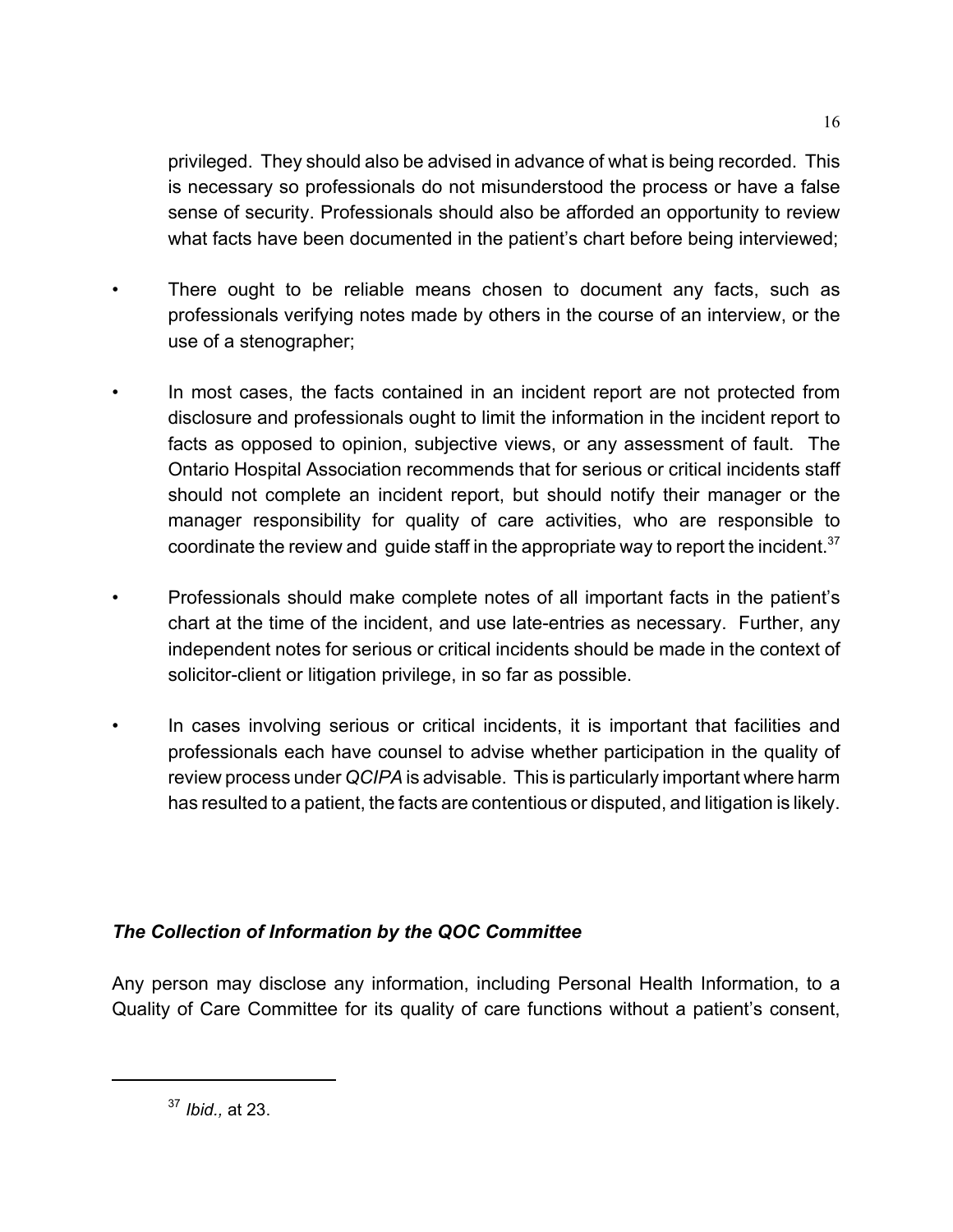privileged. They should also be advised in advance of what is being recorded. This is necessary so professionals do not misunderstood the process or have a false sense of security. Professionals should also be afforded an opportunity to review what facts have been documented in the patient's chart before being interviewed;

- There ought to be reliable means chosen to document any facts, such as professionals verifying notes made by others in the course of an interview, or the use of a stenographer;

- In most cases, the facts contained in an incident report are not protected from disclosure and professionals ought to limit the information in the incident report to facts as opposed to opinion, subjective views, or any assessment of fault. The Ontario Hospital Association recommends that for serious or critical incidents staff should not complete an incident report, but should notify their manager or the manager responsibility for quality of care activities, who are responsible to coordinate the review and guide staff in the appropriate way to report the incident.[37]

- Professionals should make complete notes of all important facts in the patient's chart at the time of the incident, and use late-entries as necessary. Further, any independent notes for serious or critical incidents should be made in the context of solicitor-client or litigation privilege, in so far as possible.

- In cases involving serious or critical incidents, it is important that facilities and professionals each have counsel to advise whether participation in the quality of review process under *QCIPA* is advisable. This is particularly important where harm has resulted to a patient, the facts are contentious or disputed, and litigation is likely.

### *The Collection of Information by the QOC Committee*

Any person may disclose any information, including Personal Health Information, to a Quality of Care Committee for its quality of care functions without a patient's consent,

[37] *Ibid.,* at 23.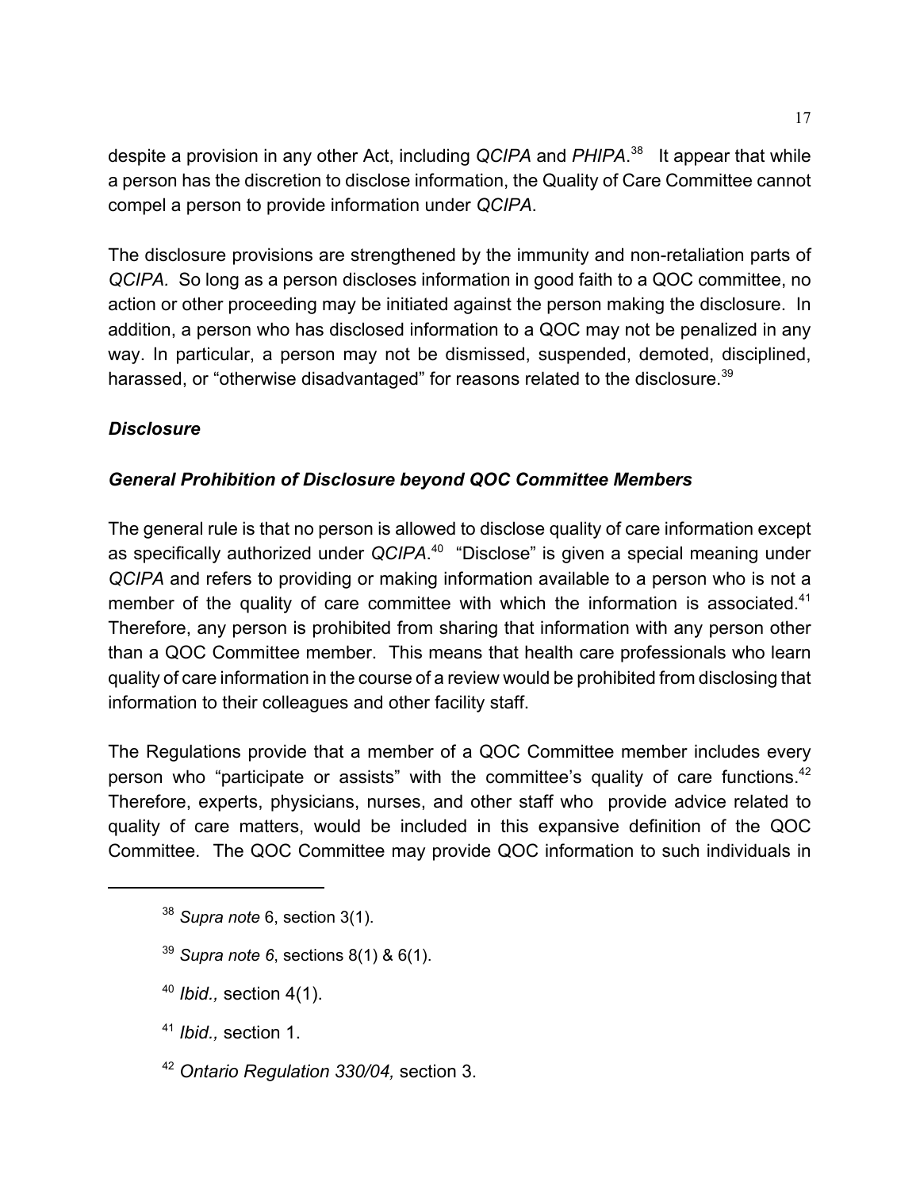despite a provision in any other Act, including *QCIPA* and *PHIPA*.[38] It appear that while a person has the discretion to disclose information, the Quality of Care Committee cannot compel a person to provide information under *QCIPA*.

The disclosure provisions are strengthened by the immunity and non-retaliation parts of *QCIPA.* So long as a person discloses information in good faith to a QOC committee, no action or other proceeding may be initiated against the person making the disclosure. In addition, a person who has disclosed information to a QOC may not be penalized in any way. In particular, a person may not be dismissed, suspended, demoted, disciplined, harassed, or "otherwise disadvantaged" for reasons related to the disclosure.[39]

### *Disclosure*

### *General Prohibition of Disclosure beyond QOC Committee Members*

The general rule is that no person is allowed to disclose quality of care information except as specifically authorized under *QCIPA*.[40] "Disclose" is given a special meaning under *QCIPA* and refers to providing or making information available to a person who is not a member of the quality of care committee with which the information is associated.[41] Therefore, any person is prohibited from sharing that information with any person other than a QOC Committee member. This means that health care professionals who learn quality of care information in the course of a review would be prohibited from disclosing that information to their colleagues and other facility staff.

The Regulations provide that a member of a QOC Committee member includes every person who "participate or assists" with the committee's quality of care functions.[42] Therefore, experts, physicians, nurses, and other staff who provide advice related to quality of care matters, would be included in this expansive definition of the QOC Committee. The QOC Committee may provide QOC information to such individuals in

---

[38] *Supra note* 6, section 3(1).

[39] *Supra note 6*, sections 8(1) & 6(1).

[40] *Ibid.,* section 4(1).

[41] *Ibid.,* section 1.

[42] *Ontario Regulation 330/04,* section 3.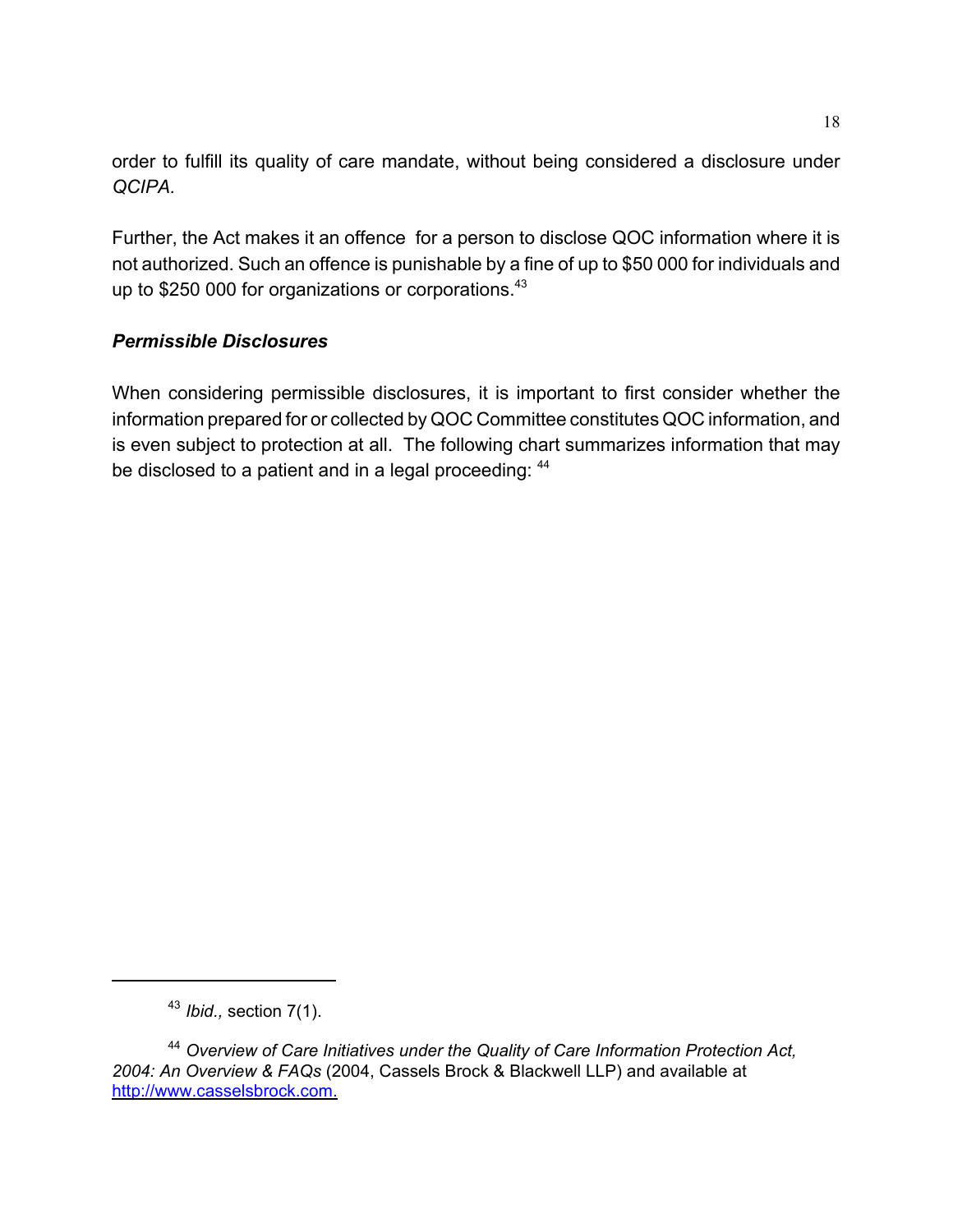order to fulfill its quality of care mandate, without being considered a disclosure under *QCIPA.*

Further, the Act makes it an offence for a person to disclose QOC information where it is not authorized. Such an offence is punishable by a fine of up to $50 000 for individuals and up to $250 000 for organizations or corporations.[43]

### *Permissible Disclosures*

When considering permissible disclosures, it is important to first consider whether the information prepared for or collected by QOC Committee constitutes QOC information, and is even subject to protection at all. The following chart summarizes information that may be disclosed to a patient and in a legal proceeding: [44]

---

[43] *Ibid.,* section 7(1).

[44] *Overview of Care Initiatives under the Quality of Care Information Protection Act, 2004: An Overview & FAQs* (2004, Cassels Brock & Blackwell LLP) and available at http://www.casselsbrock.com.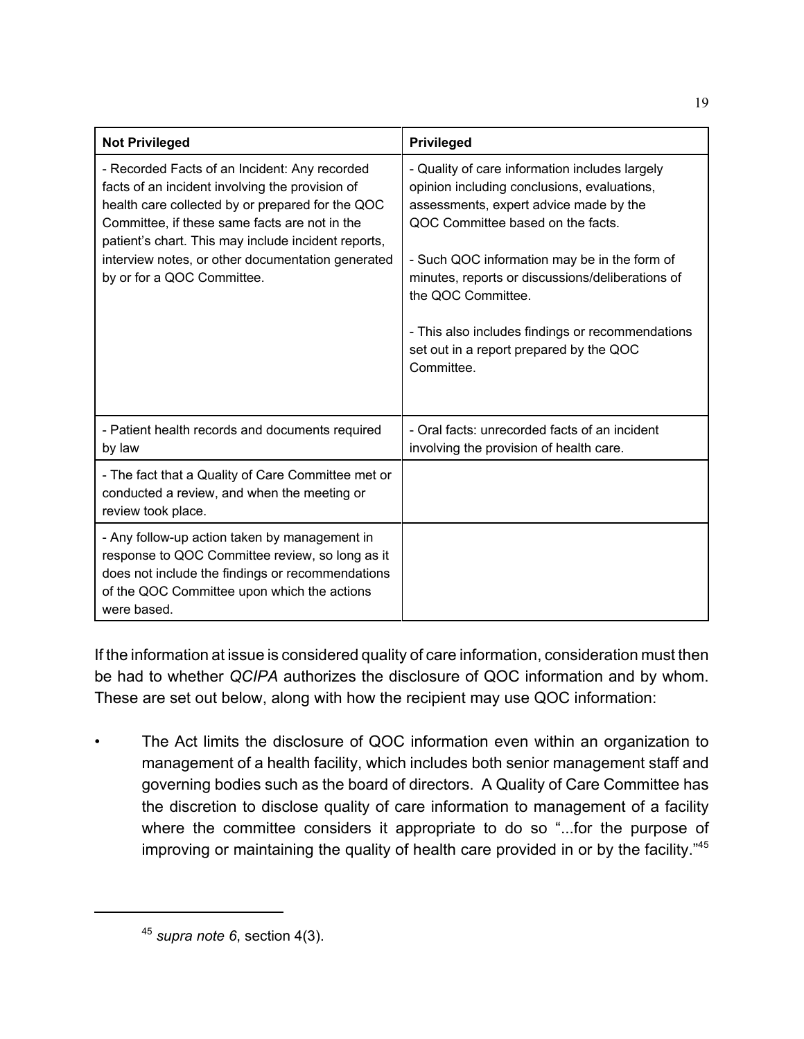| Not Privileged | Privileged |
|---|---|
| - Recorded Facts of an Incident: Any recorded facts of an incident involving the provision of health care collected by or prepared for the QOC Committee, if these same facts are not in the patient's chart. This may include incident reports, interview notes, or other documentation generated by or for a QOC Committee. | - Quality of care information includes largely opinion including conclusions, evaluations, assessments, expert advice made by the QOC Committee based on the facts.<br><br>- Such QOC information may be in the form of minutes, reports or discussions/deliberations of the QOC Committee.<br><br>- This also includes findings or recommendations set out in a report prepared by the QOC Committee. |
| - Patient health records and documents required by law | - Oral facts: unrecorded facts of an incident involving the provision of health care. |
| - The fact that a Quality of Care Committee met or conducted a review, and when the meeting or review took place. | |
| - Any follow-up action taken by management in response to QOC Committee review, so long as it does not include the findings or recommendations of the QOC Committee upon which the actions were based. | |

If the information at issue is considered quality of care information, consideration must then be had to whether *QCIPA* authorizes the disclosure of QOC information and by whom. These are set out below, along with how the recipient may use QOC information:

- The Act limits the disclosure of QOC information even within an organization to management of a health facility, which includes both senior management staff and governing bodies such as the board of directors. A Quality of Care Committee has the discretion to disclose quality of care information to management of a facility where the committee considers it appropriate to do so "...for the purpose of improving or maintaining the quality of health care provided in or by the facility."[45]

[45] *supra note 6*, section 4(3).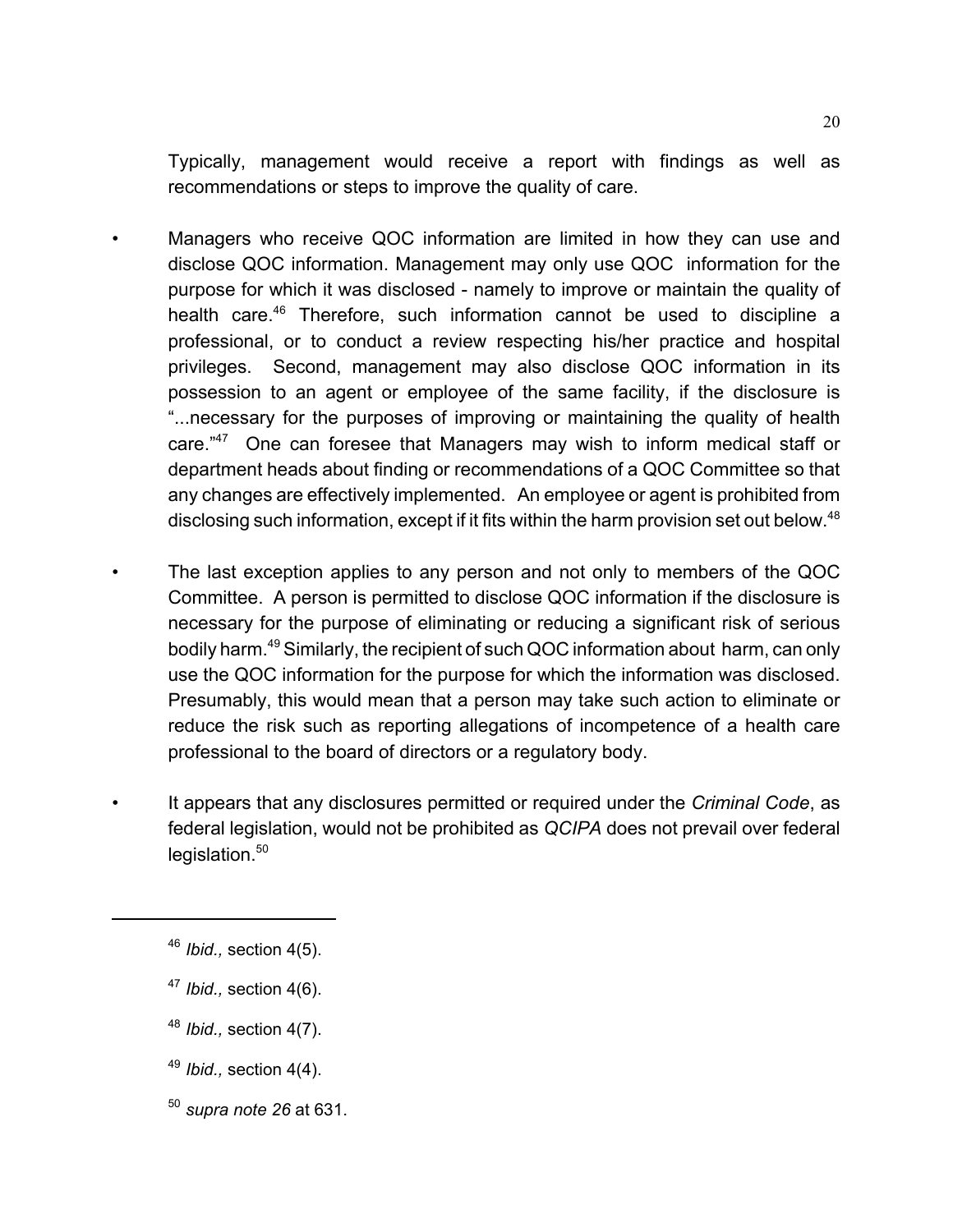Typically, management would receive a report with findings as well as recommendations or steps to improve the quality of care.

- Managers who receive QOC information are limited in how they can use and disclose QOC information. Management may only use QOC information for the purpose for which it was disclosed - namely to improve or maintain the quality of health care.[46] Therefore, such information cannot be used to discipline a professional, or to conduct a review respecting his/her practice and hospital privileges. Second, management may also disclose QOC information in its possession to an agent or employee of the same facility, if the disclosure is "...necessary for the purposes of improving or maintaining the quality of health care."[47] One can foresee that Managers may wish to inform medical staff or department heads about finding or recommendations of a QOC Committee so that any changes are effectively implemented. An employee or agent is prohibited from disclosing such information, except if it fits within the harm provision set out below.[48]

- The last exception applies to any person and not only to members of the QOC Committee. A person is permitted to disclose QOC information if the disclosure is necessary for the purpose of eliminating or reducing a significant risk of serious bodily harm.[49] Similarly, the recipient of such QOC information about harm, can only use the QOC information for the purpose for which the information was disclosed. Presumably, this would mean that a person may take such action to eliminate or reduce the risk such as reporting allegations of incompetence of a health care professional to the board of directors or a regulatory body.

- It appears that any disclosures permitted or required under the *Criminal Code*, as federal legislation, would not be prohibited as *QCIPA* does not prevail over federal legislation.[50]

---

[46] *Ibid.,* section 4(5).

[47] *Ibid.,* section 4(6).

[48] *Ibid.,* section 4(7).

[49] *Ibid.,* section 4(4).

[50] *supra note 26* at 631.